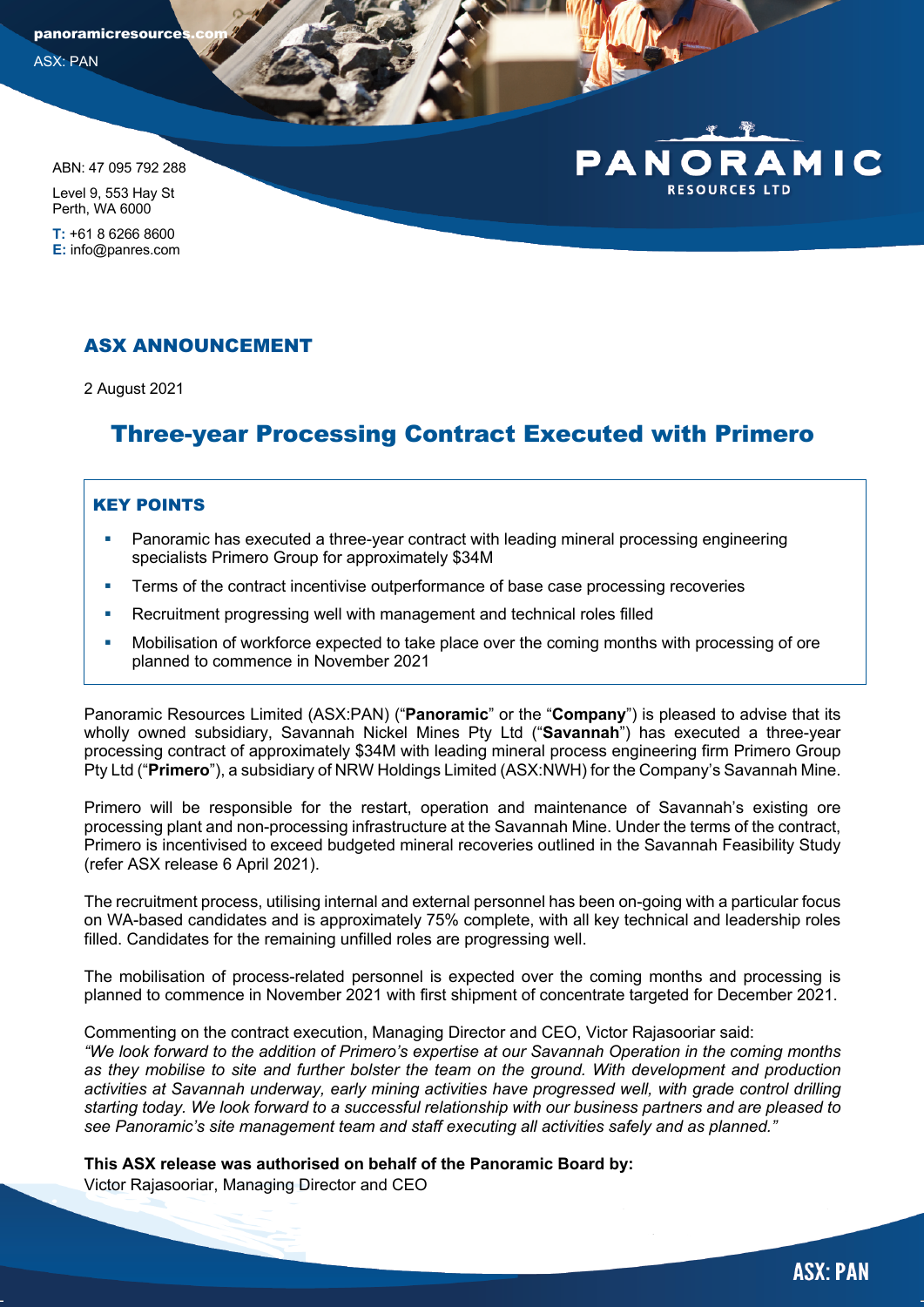ABN: 47 095 792 288

Level 9, 553 Hay St
Perth, WA 6000

**T:** +61 8 6266 8600
**E:** info@panres.com

## ASX ANNOUNCEMENT

2 August 2021

# Three-year Processing Contract Executed with Primero

### KEY POINTS

- Panoramic has executed a three-year contract with leading mineral processing engineering specialists Primero Group for approximately $34M
- Terms of the contract incentivise outperformance of base case processing recoveries
- Recruitment progressing well with management and technical roles filled
- Mobilisation of workforce expected to take place over the coming months with processing of ore planned to commence in November 2021

Panoramic Resources Limited (ASX:PAN) ("**Panoramic**" or the "**Company**") is pleased to advise that its wholly owned subsidiary, Savannah Nickel Mines Pty Ltd ("**Savannah**") has executed a three-year processing contract of approximately $34M with leading mineral process engineering firm Primero Group Pty Ltd ("**Primero**"), a subsidiary of NRW Holdings Limited (ASX:NWH) for the Company's Savannah Mine.

Primero will be responsible for the restart, operation and maintenance of Savannah's existing ore processing plant and non-processing infrastructure at the Savannah Mine. Under the terms of the contract, Primero is incentivised to exceed budgeted mineral recoveries outlined in the Savannah Feasibility Study (refer ASX release 6 April 2021).

The recruitment process, utilising internal and external personnel has been on-going with a particular focus on WA-based candidates and is approximately 75% complete, with all key technical and leadership roles filled. Candidates for the remaining unfilled roles are progressing well.

The mobilisation of process-related personnel is expected over the coming months and processing is planned to commence in November 2021 with first shipment of concentrate targeted for December 2021.

Commenting on the contract execution, Managing Director and CEO, Victor Rajasooriar said:
*"We look forward to the addition of Primero's expertise at our Savannah Operation in the coming months as they mobilise to site and further bolster the team on the ground. With development and production activities at Savannah underway, early mining activities have progressed well, with grade control drilling starting today. We look forward to a successful relationship with our business partners and are pleased to see Panoramic's site management team and staff executing all activities safely and as planned."*

**This ASX release was authorised on behalf of the Panoramic Board by:**
Victor Rajasooriar, Managing Director and CEO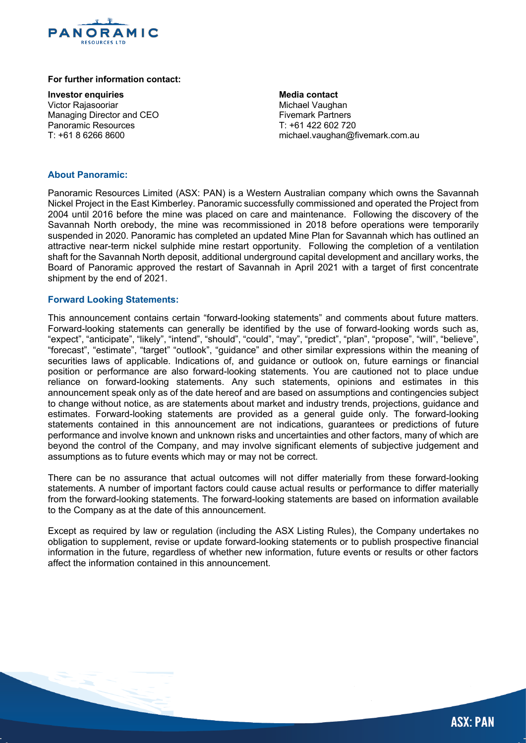**For further information contact:**

**Investor enquiries**
Victor Rajasooriar
Managing Director and CEO
Panoramic Resources
T: +61 8 6266 8600

**Media contact**
Michael Vaughan
Fivemark Partners
T: +61 422 602 720
michael.vaughan@fivemark.com.au

## About Panoramic:

Panoramic Resources Limited (ASX: PAN) is a Western Australian company which owns the Savannah Nickel Project in the East Kimberley. Panoramic successfully commissioned and operated the Project from 2004 until 2016 before the mine was placed on care and maintenance. Following the discovery of the Savannah North orebody, the mine was recommissioned in 2018 before operations were temporarily suspended in 2020. Panoramic has completed an updated Mine Plan for Savannah which has outlined an attractive near-term nickel sulphide mine restart opportunity. Following the completion of a ventilation shaft for the Savannah North deposit, additional underground capital development and ancillary works, the Board of Panoramic approved the restart of Savannah in April 2021 with a target of first concentrate shipment by the end of 2021.

## Forward Looking Statements:

This announcement contains certain "forward-looking statements" and comments about future matters. Forward-looking statements can generally be identified by the use of forward-looking words such as, "expect", "anticipate", "likely", "intend", "should", "could", "may", "predict", "plan", "propose", "will", "believe", "forecast", "estimate", "target" "outlook", "guidance" and other similar expressions within the meaning of securities laws of applicable. Indications of, and guidance or outlook on, future earnings or financial position or performance are also forward-looking statements. You are cautioned not to place undue reliance on forward-looking statements. Any such statements, opinions and estimates in this announcement speak only as of the date hereof and are based on assumptions and contingencies subject to change without notice, as are statements about market and industry trends, projections, guidance and estimates. Forward-looking statements are provided as a general guide only. The forward-looking statements contained in this announcement are not indications, guarantees or predictions of future performance and involve known and unknown risks and uncertainties and other factors, many of which are beyond the control of the Company, and may involve significant elements of subjective judgement and assumptions as to future events which may or may not be correct.

There can be no assurance that actual outcomes will not differ materially from these forward-looking statements. A number of important factors could cause actual results or performance to differ materially from the forward-looking statements. The forward-looking statements are based on information available to the Company as at the date of this announcement.

Except as required by law or regulation (including the ASX Listing Rules), the Company undertakes no obligation to supplement, revise or update forward-looking statements or to publish prospective financial information in the future, regardless of whether new information, future events or results or other factors affect the information contained in this announcement.